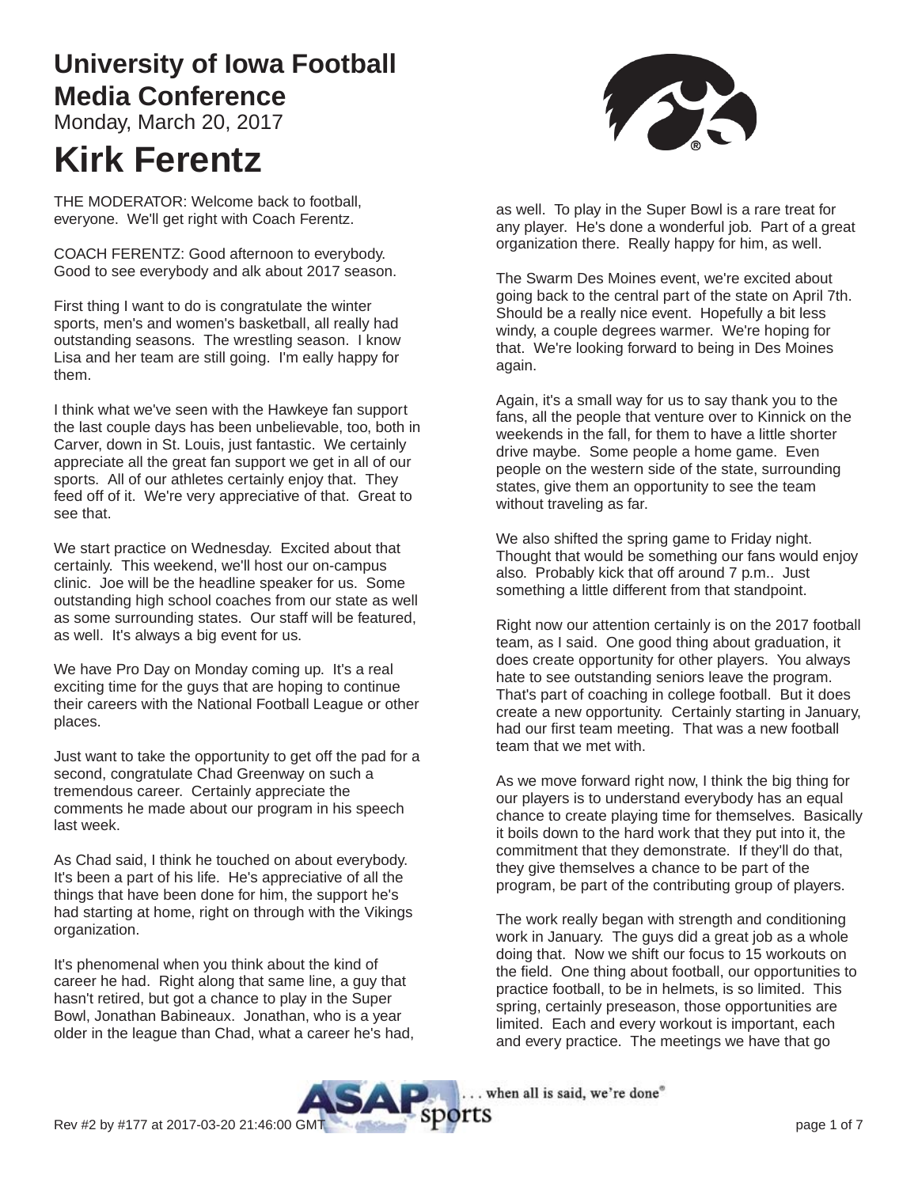# University of Iowa Football Media Conference

Monday, March 20, 2017

# Kirk Ferentz

THE MODERATOR: Welcome back to football, everyone. We'll get right with Coach Ferentz.

COACH FERENTZ: Good afternoon to everybody. Good to see everybody and alk about 2017 season.

First thing I want to do is congratulate the winter sports, men's and women's basketball, all really had outstanding seasons. The wrestling season. I know Lisa and her team are still going. I'm eally happy for them.

I think what we've seen with the Hawkeye fan support the last couple days has been unbelievable, too, both in Carver, down in St. Louis, just fantastic. We certainly appreciate all the great fan support we get in all of our sports. All of our athletes certainly enjoy that. They feed off of it. We're very appreciative of that. Great to see that.

We start practice on Wednesday. Excited about that certainly. This weekend, we'll host our on-campus clinic. Joe will be the headline speaker for us. Some outstanding high school coaches from our state as well as some surrounding states. Our staff will be featured, as well. It's always a big event for us.

We have Pro Day on Monday coming up. It's a real exciting time for the guys that are hoping to continue their careers with the National Football League or other places.

Just want to take the opportunity to get off the pad for a second, congratulate Chad Greenway on such a tremendous career. Certainly appreciate the comments he made about our program in his speech last week.

As Chad said, I think he touched on about everybody. It's been a part of his life. He's appreciative of all the things that have been done for him, the support he's had starting at home, right on through with the Vikings organization.

It's phenomenal when you think about the kind of career he had. Right along that same line, a guy that hasn't retired, but got a chance to play in the Super Bowl, Jonathan Babineaux. Jonathan, who is a year older in the league than Chad, what a career he's had, as well. To play in the Super Bowl is a rare treat for any player. He's done a wonderful job. Part of a great organization there. Really happy for him, as well.

The Swarm Des Moines event, we're excited about going back to the central part of the state on April 7th. Should be a really nice event. Hopefully a bit less windy, a couple degrees warmer. We're hoping for that. We're looking forward to being in Des Moines again.

Again, it's a small way for us to say thank you to the fans, all the people that venture over to Kinnick on the weekends in the fall, for them to have a little shorter drive maybe. Some people a home game. Even people on the western side of the state, surrounding states, give them an opportunity to see the team without traveling as far.

We also shifted the spring game to Friday night. Thought that would be something our fans would enjoy also. Probably kick that off around 7 p.m.. Just something a little different from that standpoint.

Right now our attention certainly is on the 2017 football team, as I said. One good thing about graduation, it does create opportunity for other players. You always hate to see outstanding seniors leave the program. That's part of coaching in college football. But it does create a new opportunity. Certainly starting in January, had our first team meeting. That was a new football team that we met with.

As we move forward right now, I think the big thing for our players is to understand everybody has an equal chance to create playing time for themselves. Basically it boils down to the hard work that they put into it, the commitment that they demonstrate. If they'll do that, they give themselves a chance to be part of the program, be part of the contributing group of players.

The work really began with strength and conditioning work in January. The guys did a great job as a whole doing that. Now we shift our focus to 15 workouts on the field. One thing about football, our opportunities to practice football, to be in helmets, is so limited. This spring, certainly preseason, those opportunities are limited. Each and every workout is important, each and every practice. The meetings we have that go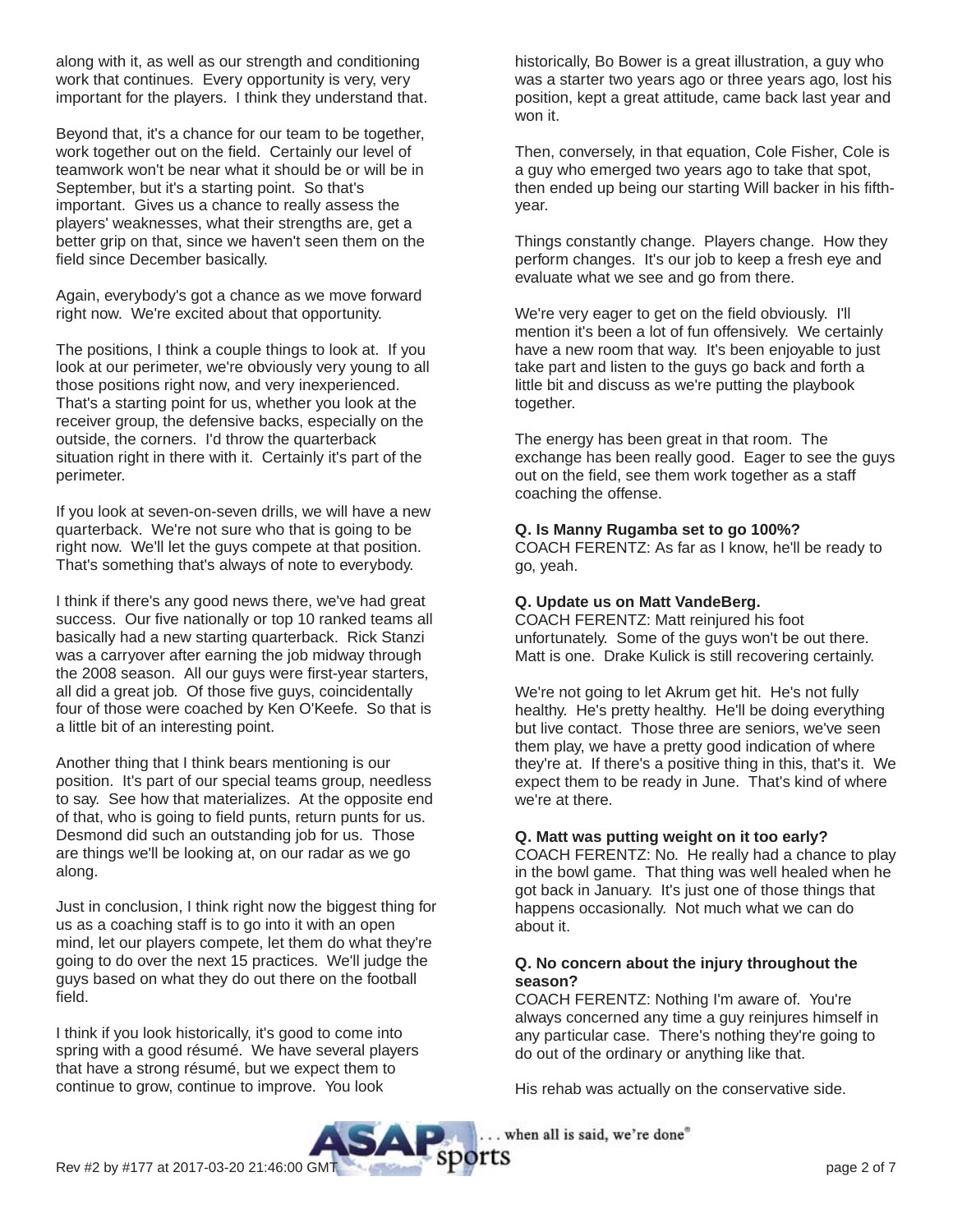along with it, as well as our strength and conditioning work that continues. Every opportunity is very, very important for the players. I think they understand that.

Beyond that, it's a chance for our team to be together, work together out on the field. Certainly our level of teamwork won't be near what it should be or will be in September, but it's a starting point. So that's important. Gives us a chance to really assess the players' weaknesses, what their strengths are, get a better grip on that, since we haven't seen them on the field since December basically.

Again, everybody's got a chance as we move forward right now. We're excited about that opportunity.

The positions, I think a couple things to look at. If you look at our perimeter, we're obviously very young to all those positions right now, and very inexperienced. That's a starting point for us, whether you look at the receiver group, the defensive backs, especially on the outside, the corners. I'd throw the quarterback situation right in there with it. Certainly it's part of the perimeter.

If you look at seven-on-seven drills, we will have a new quarterback. We're not sure who that is going to be right now. We'll let the guys compete at that position. That's something that's always of note to everybody.

I think if there's any good news there, we've had great success. Our five nationally or top 10 ranked teams all basically had a new starting quarterback. Rick Stanzi was a carryover after earning the job midway through the 2008 season. All our guys were first-year starters, all did a great job. Of those five guys, coincidentally four of those were coached by Ken O'Keefe. So that is a little bit of an interesting point.

Another thing that I think bears mentioning is our position. It's part of our special teams group, needless to say. See how that materializes. At the opposite end of that, who is going to field punts, return punts for us. Desmond did such an outstanding job for us. Those are things we'll be looking at, on our radar as we go along.

Just in conclusion, I think right now the biggest thing for us as a coaching staff is to go into it with an open mind, let our players compete, let them do what they're going to do over the next 15 practices. We'll judge the guys based on what they do out there on the football field.

I think if you look historically, it's good to come into spring with a good résumé. We have several players that have a strong résumé, but we expect them to continue to grow, continue to improve. You look historically, Bo Bower is a great illustration, a guy who was a starter two years ago or three years ago, lost his position, kept a great attitude, came back last year and won it.

Then, conversely, in that equation, Cole Fisher, Cole is a guy who emerged two years ago to take that spot, then ended up being our starting Will backer in his fifth-year.

Things constantly change. Players change. How they perform changes. It's our job to keep a fresh eye and evaluate what we see and go from there.

We're very eager to get on the field obviously. I'll mention it's been a lot of fun offensively. We certainly have a new room that way. It's been enjoyable to just take part and listen to the guys go back and forth a little bit and discuss as we're putting the playbook together.

The energy has been great in that room. The exchange has been really good. Eager to see the guys out on the field, see them work together as a staff coaching the offense.

**Q. Is Manny Rugamba set to go 100%?**
COACH FERENTZ: As far as I know, he'll be ready to go, yeah.

**Q. Update us on Matt VandeBerg.**
COACH FERENTZ: Matt reinjured his foot unfortunately. Some of the guys won't be out there. Matt is one. Drake Kulick is still recovering certainly.

We're not going to let Akrum get hit. He's not fully healthy. He's pretty healthy. He'll be doing everything but live contact. Those three are seniors, we've seen them play, we have a pretty good indication of where they're at. If there's a positive thing in this, that's it. We expect them to be ready in June. That's kind of where we're at there.

**Q. Matt was putting weight on it too early?**
COACH FERENTZ: No. He really had a chance to play in the bowl game. That thing was well healed when he got back in January. It's just one of those things that happens occasionally. Not much what we can do about it.

**Q. No concern about the injury throughout the season?**
COACH FERENTZ: Nothing I'm aware of. You're always concerned any time a guy reinjures himself in any particular case. There's nothing they're going to do out of the ordinary or anything like that.

His rehab was actually on the conservative side.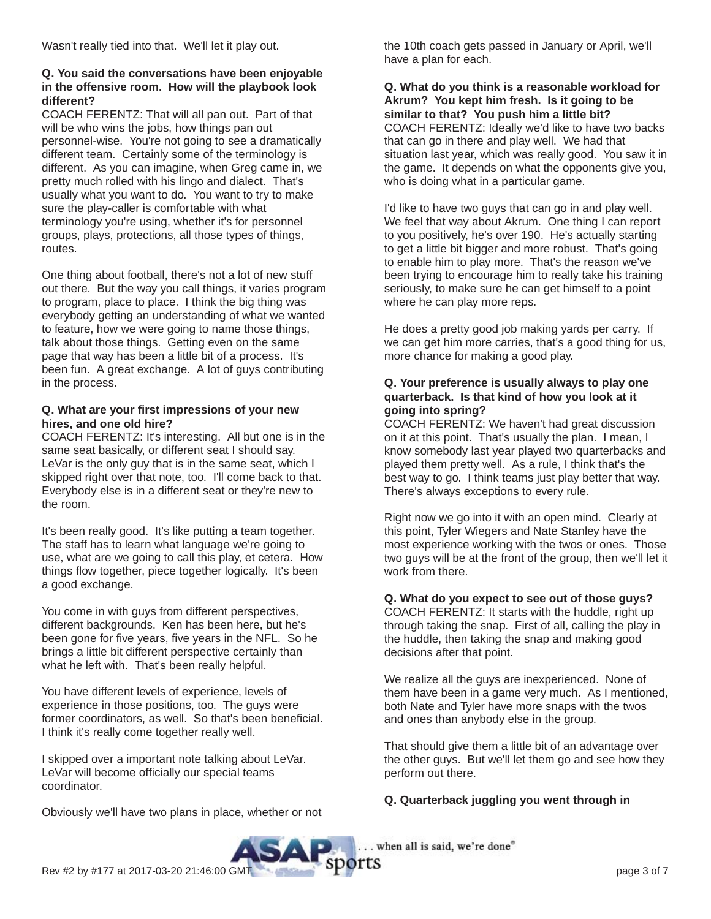Wasn't really tied into that. We'll let it play out.

**Q. You said the conversations have been enjoyable in the offensive room. How will the playbook look different?**

COACH FERENTZ: That will all pan out. Part of that will be who wins the jobs, how things pan out personnel-wise. You're not going to see a dramatically different team. Certainly some of the terminology is different. As you can imagine, when Greg came in, we pretty much rolled with his lingo and dialect. That's usually what you want to do. You want to try to make sure the play-caller is comfortable with what terminology you're using, whether it's for personnel groups, plays, protections, all those types of things, routes.

One thing about football, there's not a lot of new stuff out there. But the way you call things, it varies program to program, place to place. I think the big thing was everybody getting an understanding of what we wanted to feature, how we were going to name those things, talk about those things. Getting even on the same page that way has been a little bit of a process. It's been fun. A great exchange. A lot of guys contributing in the process.

**Q. What are your first impressions of your new hires, and one old hire?**

COACH FERENTZ: It's interesting. All but one is in the same seat basically, or different seat I should say. LeVar is the only guy that is in the same seat, which I skipped right over that note, too. I'll come back to that. Everybody else is in a different seat or they're new to the room.

It's been really good. It's like putting a team together. The staff has to learn what language we're going to use, what are we going to call this play, et cetera. How things flow together, piece together logically. It's been a good exchange.

You come in with guys from different perspectives, different backgrounds. Ken has been here, but he's been gone for five years, five years in the NFL. So he brings a little bit different perspective certainly than what he left with. That's been really helpful.

You have different levels of experience, levels of experience in those positions, too. The guys were former coordinators, as well. So that's been beneficial. I think it's really come together really well.

I skipped over a important note talking about LeVar. LeVar will become officially our special teams coordinator.

Obviously we'll have two plans in place, whether or not the 10th coach gets passed in January or April, we'll have a plan for each.

**Q. What do you think is a reasonable workload for Akrum? You kept him fresh. Is it going to be similar to that? You push him a little bit?**

COACH FERENTZ: Ideally we'd like to have two backs that can go in there and play well. We had that situation last year, which was really good. You saw it in the game. It depends on what the opponents give you, who is doing what in a particular game.

I'd like to have two guys that can go in and play well. We feel that way about Akrum. One thing I can report to you positively, he's over 190. He's actually starting to get a little bit bigger and more robust. That's going to enable him to play more. That's the reason we've been trying to encourage him to really take his training seriously, to make sure he can get himself to a point where he can play more reps.

He does a pretty good job making yards per carry. If we can get him more carries, that's a good thing for us, more chance for making a good play.

**Q. Your preference is usually always to play one quarterback. Is that kind of how you look at it going into spring?**

COACH FERENTZ: We haven't had great discussion on it at this point. That's usually the plan. I mean, I know somebody last year played two quarterbacks and played them pretty well. As a rule, I think that's the best way to go. I think teams just play better that way. There's always exceptions to every rule.

Right now we go into it with an open mind. Clearly at this point, Tyler Wiegers and Nate Stanley have the most experience working with the twos or ones. Those two guys will be at the front of the group, then we'll let it work from there.

**Q. What do you expect to see out of those guys?**

COACH FERENTZ: It starts with the huddle, right up through taking the snap. First of all, calling the play in the huddle, then taking the snap and making good decisions after that point.

We realize all the guys are inexperienced. None of them have been in a game very much. As I mentioned, both Nate and Tyler have more snaps with the twos and ones than anybody else in the group.

That should give them a little bit of an advantage over the other guys. But we'll let them go and see how they perform out there.

**Q. Quarterback juggling you went through in**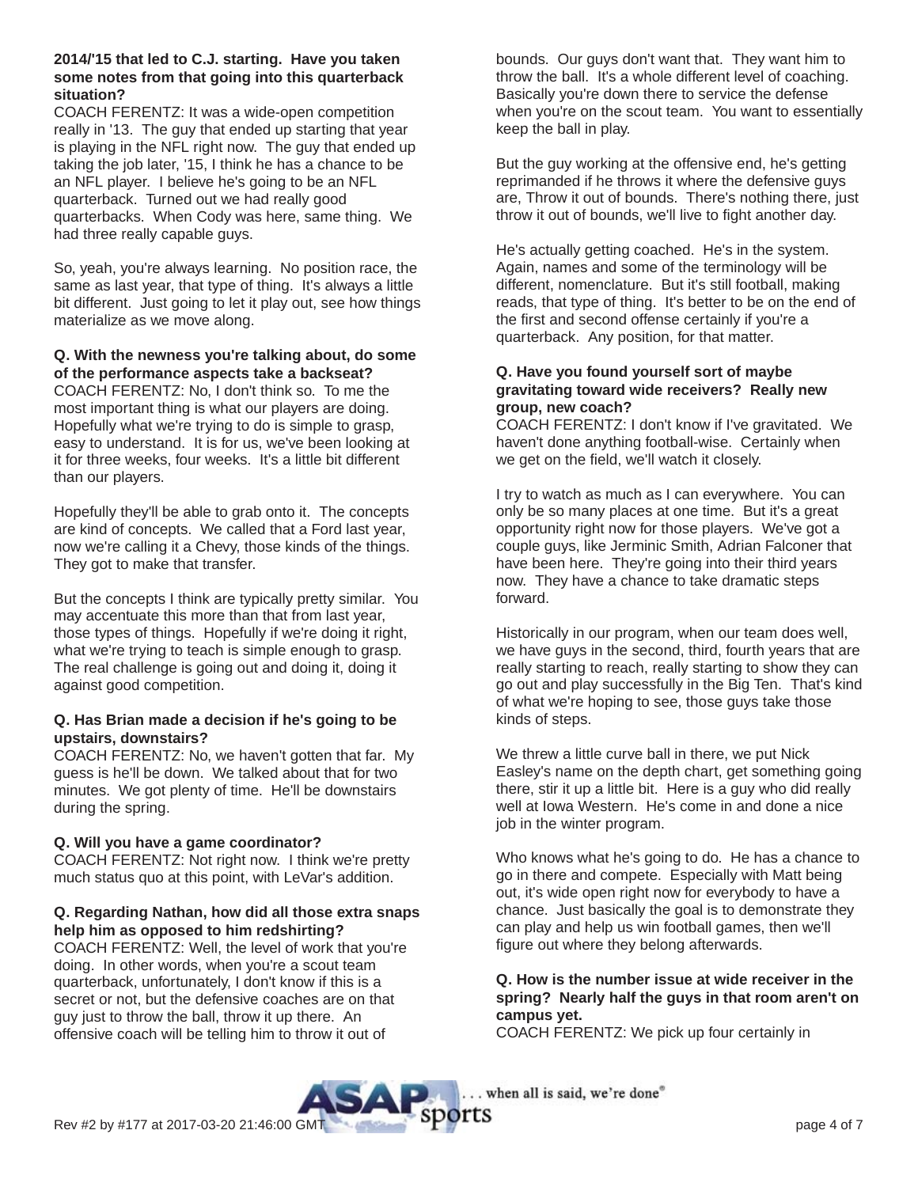**2014/'15 that led to C.J. starting. Have you taken some notes from that going into this quarterback situation?**

COACH FERENTZ: It was a wide-open competition really in '13. The guy that ended up starting that year is playing in the NFL right now. The guy that ended up taking the job later, '15, I think he has a chance to be an NFL player. I believe he's going to be an NFL quarterback. Turned out we had really good quarterbacks. When Cody was here, same thing. We had three really capable guys.

So, yeah, you're always learning. No position race, the same as last year, that type of thing. It's always a little bit different. Just going to let it play out, see how things materialize as we move along.

**Q. With the newness you're talking about, do some of the performance aspects take a backseat?**

COACH FERENTZ: No, I don't think so. To me the most important thing is what our players are doing. Hopefully what we're trying to do is simple to grasp, easy to understand. It is for us, we've been looking at it for three weeks, four weeks. It's a little bit different than our players.

Hopefully they'll be able to grab onto it. The concepts are kind of concepts. We called that a Ford last year, now we're calling it a Chevy, those kinds of the things. They got to make that transfer.

But the concepts I think are typically pretty similar. You may accentuate this more than that from last year, those types of things. Hopefully if we're doing it right, what we're trying to teach is simple enough to grasp. The real challenge is going out and doing it, doing it against good competition.

**Q. Has Brian made a decision if he's going to be upstairs, downstairs?**

COACH FERENTZ: No, we haven't gotten that far. My guess is he'll be down. We talked about that for two minutes. We got plenty of time. He'll be downstairs during the spring.

**Q. Will you have a game coordinator?**

COACH FERENTZ: Not right now. I think we're pretty much status quo at this point, with LeVar's addition.

**Q. Regarding Nathan, how did all those extra snaps help him as opposed to him redshirting?**

COACH FERENTZ: Well, the level of work that you're doing. In other words, when you're a scout team quarterback, unfortunately, I don't know if this is a secret or not, but the defensive coaches are on that guy just to throw the ball, throw it up there. An offensive coach will be telling him to throw it out of bounds. Our guys don't want that. They want him to throw the ball. It's a whole different level of coaching. Basically you're down there to service the defense when you're on the scout team. You want to essentially keep the ball in play.

But the guy working at the offensive end, he's getting reprimanded if he throws it where the defensive guys are, Throw it out of bounds. There's nothing there, just throw it out of bounds, we'll live to fight another day.

He's actually getting coached. He's in the system. Again, names and some of the terminology will be different, nomenclature. But it's still football, making reads, that type of thing. It's better to be on the end of the first and second offense certainly if you're a quarterback. Any position, for that matter.

**Q. Have you found yourself sort of maybe gravitating toward wide receivers? Really new group, new coach?**

COACH FERENTZ: I don't know if I've gravitated. We haven't done anything football-wise. Certainly when we get on the field, we'll watch it closely.

I try to watch as much as I can everywhere. You can only be so many places at one time. But it's a great opportunity right now for those players. We've got a couple guys, like Jerminic Smith, Adrian Falconer that have been here. They're going into their third years now. They have a chance to take dramatic steps forward.

Historically in our program, when our team does well, we have guys in the second, third, fourth years that are really starting to reach, really starting to show they can go out and play successfully in the Big Ten. That's kind of what we're hoping to see, those guys take those kinds of steps.

We threw a little curve ball in there, we put Nick Easley's name on the depth chart, get something going there, stir it up a little bit. Here is a guy who did really well at Iowa Western. He's come in and done a nice job in the winter program.

Who knows what he's going to do. He has a chance to go in there and compete. Especially with Matt being out, it's wide open right now for everybody to have a chance. Just basically the goal is to demonstrate they can play and help us win football games, then we'll figure out where they belong afterwards.

**Q. How is the number issue at wide receiver in the spring? Nearly half the guys in that room aren't on campus yet.**

COACH FERENTZ: We pick up four certainly in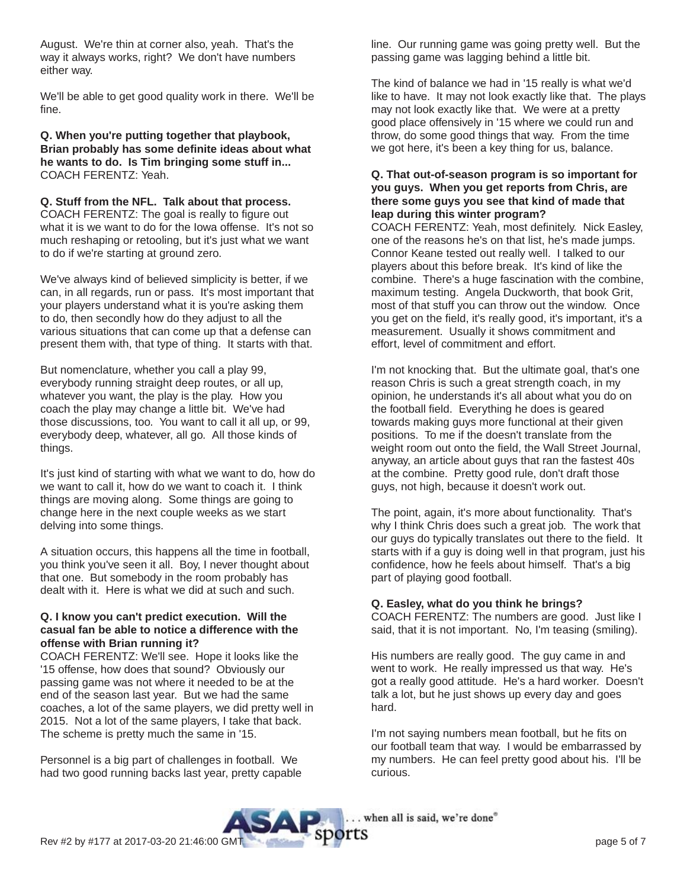August. We're thin at corner also, yeah. That's the way it always works, right? We don't have numbers either way.

We'll be able to get good quality work in there. We'll be fine.

**Q. When you're putting together that playbook, Brian probably has some definite ideas about what he wants to do. Is Tim bringing some stuff in...**
COACH FERENTZ: Yeah.

**Q. Stuff from the NFL. Talk about that process.**
COACH FERENTZ: The goal is really to figure out what it is we want to do for the Iowa offense. It's not so much reshaping or retooling, but it's just what we want to do if we're starting at ground zero.

We've always kind of believed simplicity is better, if we can, in all regards, run or pass. It's most important that your players understand what it is you're asking them to do, then secondly how do they adjust to all the various situations that can come up that a defense can present them with, that type of thing. It starts with that.

But nomenclature, whether you call a play 99, everybody running straight deep routes, or all up, whatever you want, the play is the play. How you coach the play may change a little bit. We've had those discussions, too. You want to call it all up, or 99, everybody deep, whatever, all go. All those kinds of things.

It's just kind of starting with what we want to do, how do we want to call it, how do we want to coach it. I think things are moving along. Some things are going to change here in the next couple weeks as we start delving into some things.

A situation occurs, this happens all the time in football, you think you've seen it all. Boy, I never thought about that one. But somebody in the room probably has dealt with it. Here is what we did at such and such.

**Q. I know you can't predict execution. Will the casual fan be able to notice a difference with the offense with Brian running it?**
COACH FERENTZ: We'll see. Hope it looks like the '15 offense, how does that sound? Obviously our passing game was not where it needed to be at the end of the season last year. But we had the same coaches, a lot of the same players, we did pretty well in 2015. Not a lot of the same players, I take that back. The scheme is pretty much the same in '15.

Personnel is a big part of challenges in football. We had two good running backs last year, pretty capable line. Our running game was going pretty well. But the passing game was lagging behind a little bit.

The kind of balance we had in '15 really is what we'd like to have. It may not look exactly like that. The plays may not look exactly like that. We were at a pretty good place offensively in '15 where we could run and throw, do some good things that way. From the time we got here, it's been a key thing for us, balance.

**Q. That out-of-season program is so important for you guys. When you get reports from Chris, are there some guys you see that kind of made that leap during this winter program?**
COACH FERENTZ: Yeah, most definitely. Nick Easley, one of the reasons he's on that list, he's made jumps. Connor Keane tested out really well. I talked to our players about this before break. It's kind of like the combine. There's a huge fascination with the combine, maximum testing. Angela Duckworth, that book Grit, most of that stuff you can throw out the window. Once you get on the field, it's really good, it's important, it's a measurement. Usually it shows commitment and effort, level of commitment and effort.

I'm not knocking that. But the ultimate goal, that's one reason Chris is such a great strength coach, in my opinion, he understands it's all about what you do on the football field. Everything he does is geared towards making guys more functional at their given positions. To me if the doesn't translate from the weight room out onto the field, the Wall Street Journal, anyway, an article about guys that ran the fastest 40s at the combine. Pretty good rule, don't draft those guys, not high, because it doesn't work out.

The point, again, it's more about functionality. That's why I think Chris does such a great job. The work that our guys do typically translates out there to the field. It starts with if a guy is doing well in that program, just his confidence, how he feels about himself. That's a big part of playing good football.

**Q. Easley, what do you think he brings?**
COACH FERENTZ: The numbers are good. Just like I said, that it is not important. No, I'm teasing (smiling).

His numbers are really good. The guy came in and went to work. He really impressed us that way. He's got a really good attitude. He's a hard worker. Doesn't talk a lot, but he just shows up every day and goes hard.

I'm not saying numbers mean football, but he fits on our football team that way. I would be embarrassed by my numbers. He can feel pretty good about his. I'll be curious.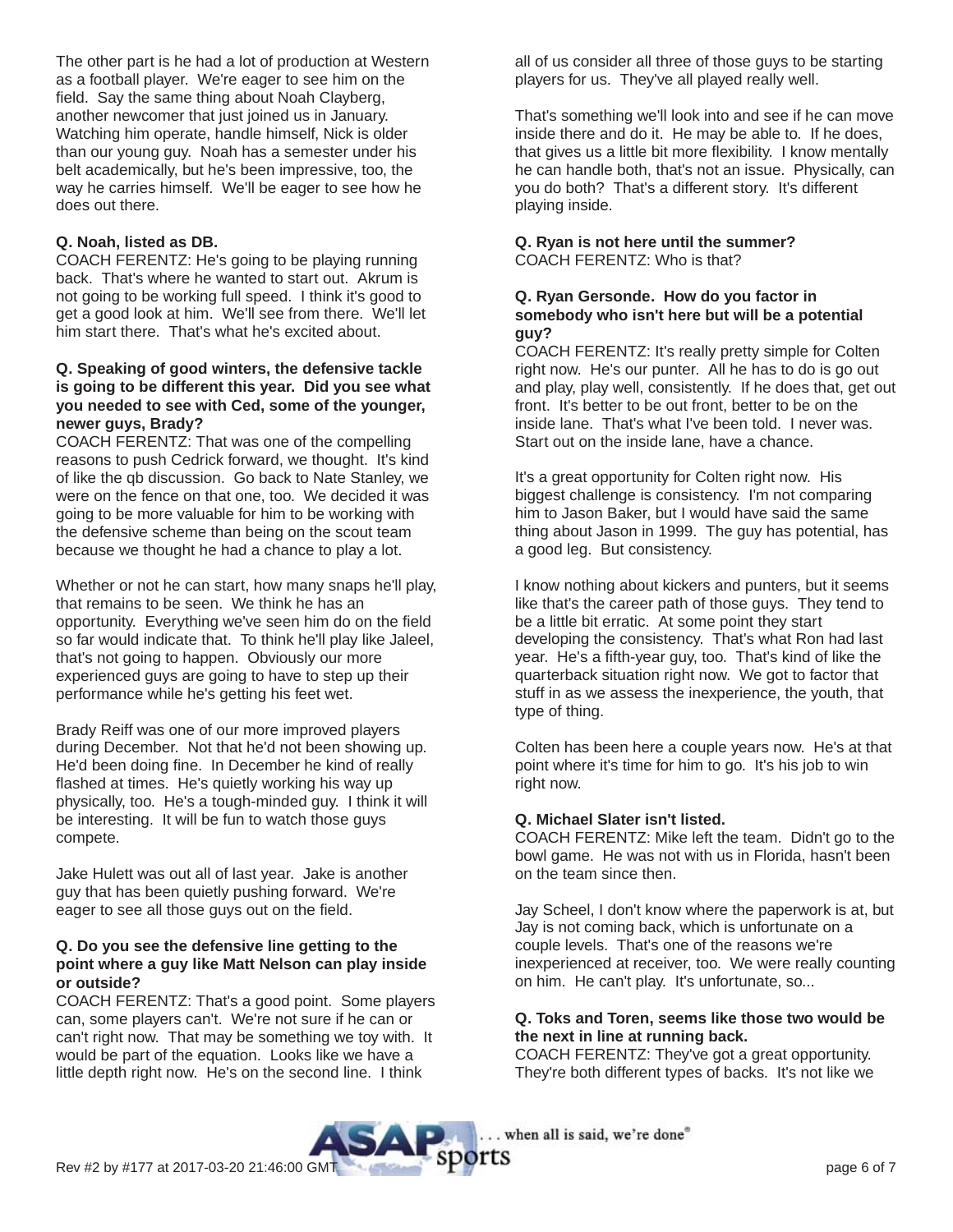The other part is he had a lot of production at Western as a football player. We're eager to see him on the field. Say the same thing about Noah Clayberg, another newcomer that just joined us in January. Watching him operate, handle himself, Nick is older than our young guy. Noah has a semester under his belt academically, but he's been impressive, too, the way he carries himself. We'll be eager to see how he does out there.

**Q. Noah, listed as DB.**
COACH FERENTZ: He's going to be playing running back. That's where he wanted to start out. Akrum is not going to be working full speed. I think it's good to get a good look at him. We'll see from there. We'll let him start there. That's what he's excited about.

**Q. Speaking of good winters, the defensive tackle is going to be different this year. Did you see what you needed to see with Ced, some of the younger, newer guys, Brady?**
COACH FERENTZ: That was one of the compelling reasons to push Cedrick forward, we thought. It's kind of like the qb discussion. Go back to Nate Stanley, we were on the fence on that one, too. We decided it was going to be more valuable for him to be working with the defensive scheme than being on the scout team because we thought he had a chance to play a lot.

Whether or not he can start, how many snaps he'll play, that remains to be seen. We think he has an opportunity. Everything we've seen him do on the field so far would indicate that. To think he'll play like Jaleel, that's not going to happen. Obviously our more experienced guys are going to have to step up their performance while he's getting his feet wet.

Brady Reiff was one of our more improved players during December. Not that he'd not been showing up. He'd been doing fine. In December he kind of really flashed at times. He's quietly working his way up physically, too. He's a tough-minded guy. I think it will be interesting. It will be fun to watch those guys compete.

Jake Hulett was out all of last year. Jake is another guy that has been quietly pushing forward. We're eager to see all those guys out on the field.

**Q. Do you see the defensive line getting to the point where a guy like Matt Nelson can play inside or outside?**
COACH FERENTZ: That's a good point. Some players can, some players can't. We're not sure if he can or can't right now. That may be something we toy with. It would be part of the equation. Looks like we have a little depth right now. He's on the second line. I think all of us consider all three of those guys to be starting players for us. They've all played really well.

That's something we'll look into and see if he can move inside there and do it. He may be able to. If he does, that gives us a little bit more flexibility. I know mentally he can handle both, that's not an issue. Physically, can you do both? That's a different story. It's different playing inside.

**Q. Ryan is not here until the summer?**
COACH FERENTZ: Who is that?

**Q. Ryan Gersonde. How do you factor in somebody who isn't here but will be a potential guy?**
COACH FERENTZ: It's really pretty simple for Colten right now. He's our punter. All he has to do is go out and play, play well, consistently. If he does that, get out front. It's better to be out front, better to be on the inside lane. That's what I've been told. I never was. Start out on the inside lane, have a chance.

It's a great opportunity for Colten right now. His biggest challenge is consistency. I'm not comparing him to Jason Baker, but I would have said the same thing about Jason in 1999. The guy has potential, has a good leg. But consistency.

I know nothing about kickers and punters, but it seems like that's the career path of those guys. They tend to be a little bit erratic. At some point they start developing the consistency. That's what Ron had last year. He's a fifth-year guy, too. That's kind of like the quarterback situation right now. We got to factor that stuff in as we assess the inexperience, the youth, that type of thing.

Colten has been here a couple years now. He's at that point where it's time for him to go. It's his job to win right now.

**Q. Michael Slater isn't listed.**
COACH FERENTZ: Mike left the team. Didn't go to the bowl game. He was not with us in Florida, hasn't been on the team since then.

Jay Scheel, I don't know where the paperwork is at, but Jay is not coming back, which is unfortunate on a couple levels. That's one of the reasons we're inexperienced at receiver, too. We were really counting on him. He can't play. It's unfortunate, so...

**Q. Toks and Toren, seems like those two would be the next in line at running back.**
COACH FERENTZ: They've got a great opportunity. They're both different types of backs. It's not like we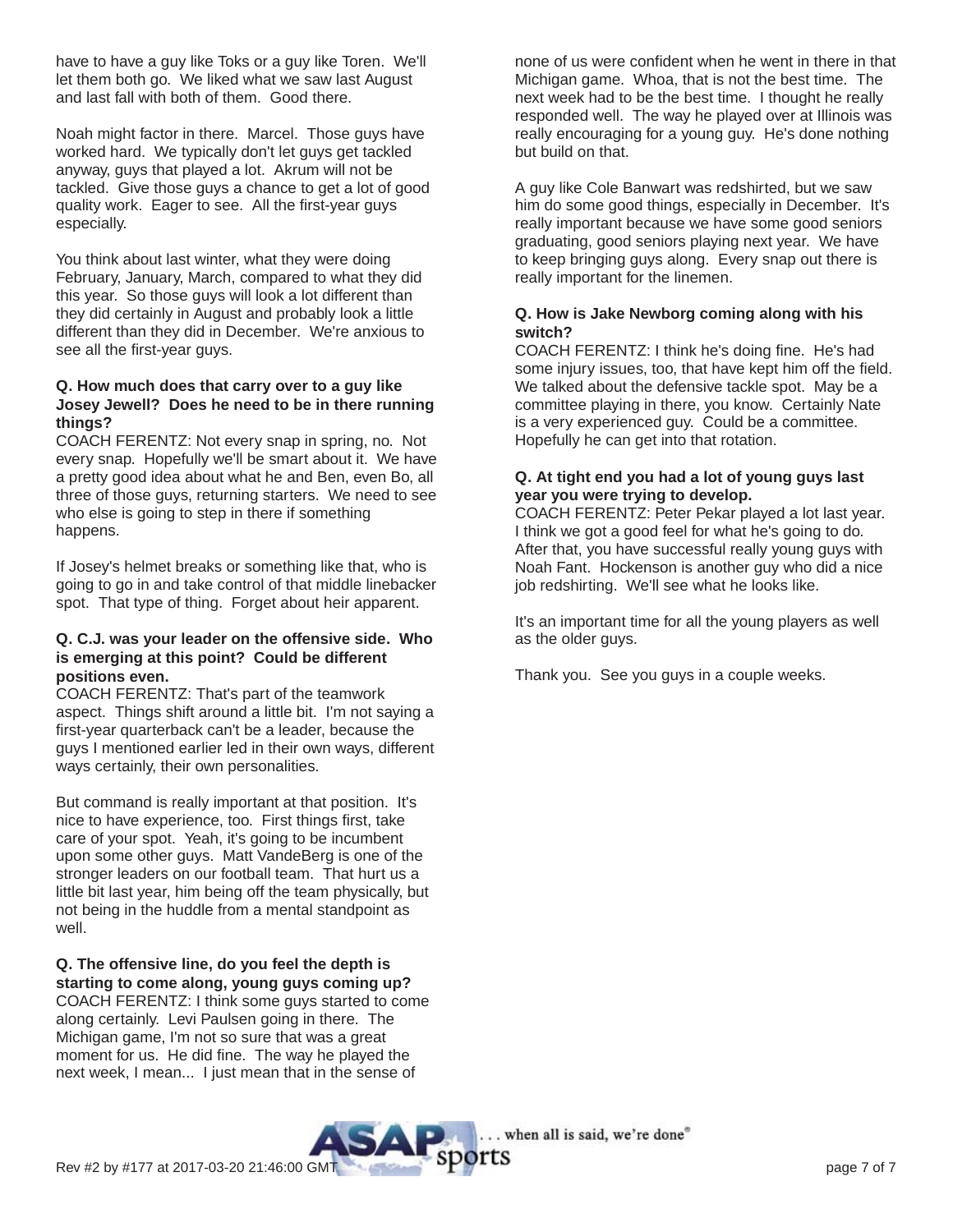have to have a guy like Toks or a guy like Toren. We'll let them both go. We liked what we saw last August and last fall with both of them. Good there.

Noah might factor in there. Marcel. Those guys have worked hard. We typically don't let guys get tackled anyway, guys that played a lot. Akrum will not be tackled. Give those guys a chance to get a lot of good quality work. Eager to see. All the first-year guys especially.

You think about last winter, what they were doing February, January, March, compared to what they did this year. So those guys will look a lot different than they did certainly in August and probably look a little different than they did in December. We're anxious to see all the first-year guys.

**Q. How much does that carry over to a guy like Josey Jewell? Does he need to be in there running things?**

COACH FERENTZ: Not every snap in spring, no. Not every snap. Hopefully we'll be smart about it. We have a pretty good idea about what he and Ben, even Bo, all three of those guys, returning starters. We need to see who else is going to step in there if something happens.

If Josey's helmet breaks or something like that, who is going to go in and take control of that middle linebacker spot. That type of thing. Forget about heir apparent.

**Q. C.J. was your leader on the offensive side. Who is emerging at this point? Could be different positions even.**

COACH FERENTZ: That's part of the teamwork aspect. Things shift around a little bit. I'm not saying a first-year quarterback can't be a leader, because the guys I mentioned earlier led in their own ways, different ways certainly, their own personalities.

But command is really important at that position. It's nice to have experience, too. First things first, take care of your spot. Yeah, it's going to be incumbent upon some other guys. Matt VandeBerg is one of the stronger leaders on our football team. That hurt us a little bit last year, him being off the team physically, but not being in the huddle from a mental standpoint as well.

**Q. The offensive line, do you feel the depth is starting to come along, young guys coming up?**

COACH FERENTZ: I think some guys started to come along certainly. Levi Paulsen going in there. The Michigan game, I'm not so sure that was a great moment for us. He did fine. The way he played the next week, I mean... I just mean that in the sense of none of us were confident when he went in there in that Michigan game. Whoa, that is not the best time. The next week had to be the best time. I thought he really responded well. The way he played over at Illinois was really encouraging for a young guy. He's done nothing but build on that.

A guy like Cole Banwart was redshirted, but we saw him do some good things, especially in December. It's really important because we have some good seniors graduating, good seniors playing next year. We have to keep bringing guys along. Every snap out there is really important for the linemen.

**Q. How is Jake Newborg coming along with his switch?**

COACH FERENTZ: I think he's doing fine. He's had some injury issues, too, that have kept him off the field. We talked about the defensive tackle spot. May be a committee playing in there, you know. Certainly Nate is a very experienced guy. Could be a committee. Hopefully he can get into that rotation.

**Q. At tight end you had a lot of young guys last year you were trying to develop.**

COACH FERENTZ: Peter Pekar played a lot last year. I think we got a good feel for what he's going to do. After that, you have successful really young guys with Noah Fant. Hockenson is another guy who did a nice job redshirting. We'll see what he looks like.

It's an important time for all the young players as well as the older guys.

Thank you. See you guys in a couple weeks.